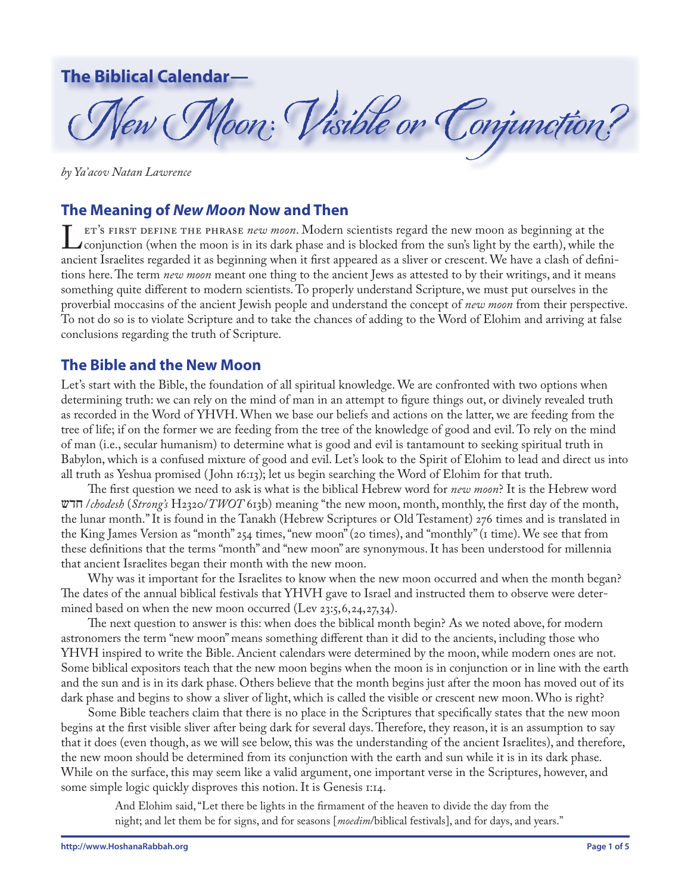# The Biblical Calendar—
# *New Moon: Visible or Conjunction?*

*by Ya'acov Natan Lawrence*

## The Meaning of *New Moon* Now and Then

Let's first define the phrase *new moon*. Modern scientists regard the new moon as beginning at the conjunction (when the moon is in its dark phase and is blocked from the sun's light by the earth), while the ancient Israelites regarded it as beginning when it first appeared as a sliver or crescent. We have a clash of definitions here. The term *new moon* meant one thing to the ancient Jews as attested to by their writings, and it means something quite different to modern scientists. To properly understand Scripture, we must put ourselves in the proverbial moccasins of the ancient Jewish people and understand the concept of *new moon* from their perspective. To not do so is to violate Scripture and to take the chances of adding to the Word of Elohim and arriving at false conclusions regarding the truth of Scripture.

## The Bible and the New Moon

Let's start with the Bible, the foundation of all spiritual knowledge. We are confronted with two options when determining truth: we can rely on the mind of man in an attempt to figure things out, or divinely revealed truth as recorded in the Word of YHVH. When we base our beliefs and actions on the latter, we are feeding from the tree of life; if on the former we are feeding from the tree of the knowledge of good and evil. To rely on the mind of man (i.e., secular humanism) to determine what is good and evil is tantamount to seeking spiritual truth in Babylon, which is a confused mixture of good and evil. Let's look to the Spirit of Elohim to lead and direct us into all truth as Yeshua promised (John 16:13); let us begin searching the Word of Elohim for that truth.

The first question we need to ask is what is the biblical Hebrew word for *new moon*? It is the Hebrew word חדש /*chodesh* (*Strong's* H2320/*TWOT* 613b) meaning "the new moon, month, monthly, the first day of the month, the lunar month." It is found in the Tanakh (Hebrew Scriptures or Old Testament) 276 times and is translated in the King James Version as "month" 254 times, "new moon" (20 times), and "monthly" (1 time). We see that from these definitions that the terms "month" and "new moon" are synonymous. It has been understood for millennia that ancient Israelites began their month with the new moon.

Why was it important for the Israelites to know when the new moon occurred and when the month began? The dates of the annual biblical festivals that YHVH gave to Israel and instructed them to observe were determined based on when the new moon occurred (Lev 23:5,6,24,27,34).

The next question to answer is this: when does the biblical month begin? As we noted above, for modern astronomers the term "new moon" means something different than it did to the ancients, including those who YHVH inspired to write the Bible. Ancient calendars were determined by the moon, while modern ones are not. Some biblical expositors teach that the new moon begins when the moon is in conjunction or in line with the earth and the sun and is in its dark phase. Others believe that the month begins just after the moon has moved out of its dark phase and begins to show a sliver of light, which is called the visible or crescent new moon. Who is right?

Some Bible teachers claim that there is no place in the Scriptures that specifically states that the new moon begins at the first visible sliver after being dark for several days. Therefore, they reason, it is an assumption to say that it does (even though, as we will see below, this was the understanding of the ancient Israelites), and therefore, the new moon should be determined from its conjunction with the earth and sun while it is in its dark phase. While on the surface, this may seem like a valid argument, one important verse in the Scriptures, however, and some simple logic quickly disproves this notion. It is Genesis 1:14.

> And Elohim said, "Let there be lights in the firmament of the heaven to divide the day from the night; and let them be for signs, and for seasons [*moedim*/biblical festivals], and for days, and years."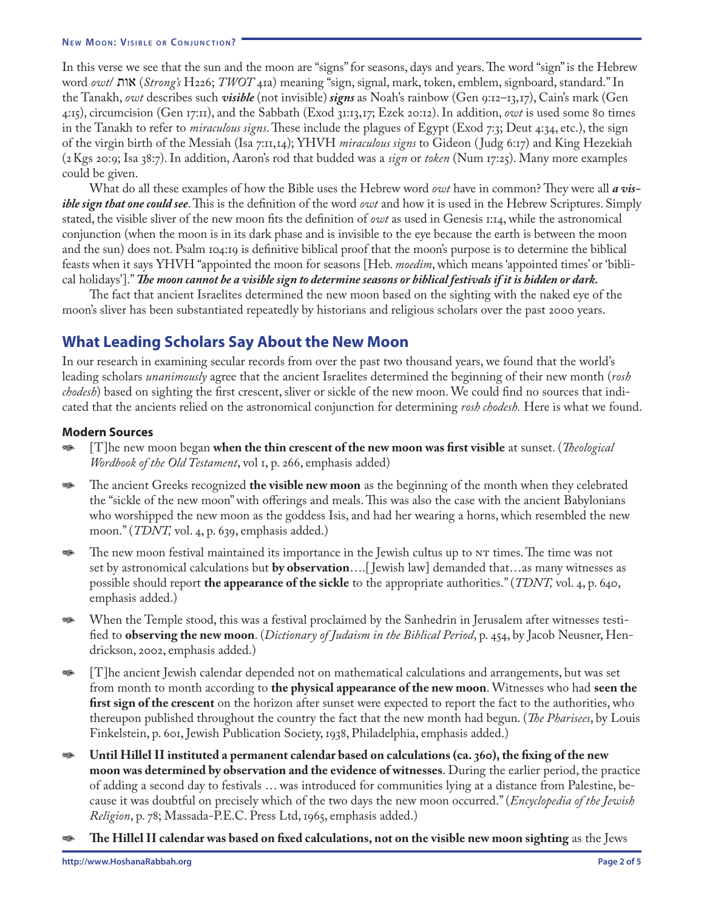In this verse we see that the sun and the moon are "signs" for seasons, days and years. The word "sign" is the Hebrew word *owt*/ אות (*Strong's* H226; *TWOT* 41a) meaning "sign, signal, mark, token, emblem, signboard, standard." In the Tanakh, *owt* describes such ***visible*** (not invisible) ***signs*** as Noah's rainbow (Gen 9:12–13,17), Cain's mark (Gen 4:15), circumcision (Gen 17:11), and the Sabbath (Exod 31:13,17; Ezek 20:12). In addition, *owt* is used some 80 times in the Tanakh to refer to *miraculous signs*. These include the plagues of Egypt (Exod 7:3; Deut 4:34, etc.), the sign of the virgin birth of the Messiah (Isa 7:11,14); YHVH *miraculous signs* to Gideon (Judg 6:17) and King Hezekiah (2 Kgs 20:9; Isa 38:7). In addition, Aaron's rod that budded was a *sign* or *token* (Num 17:25). Many more examples could be given.

What do all these examples of how the Bible uses the Hebrew word *owt* have in common? They were all ***a visible sign that one could see***. This is the definition of the word *owt* and how it is used in the Hebrew Scriptures. Simply stated, the visible sliver of the new moon fits the definition of *owt* as used in Genesis 1:14, while the astronomical conjunction (when the moon is in its dark phase and is invisible to the eye because the earth is between the moon and the sun) does not. Psalm 104:19 is definitive biblical proof that the moon's purpose is to determine the biblical feasts when it says YHVH "appointed the moon for seasons [Heb. *moedim*, which means 'appointed times' or 'biblical holidays']." ***The moon cannot be a visible sign to determine seasons or biblical festivals if it is hidden or dark.***

The fact that ancient Israelites determined the new moon based on the sighting with the naked eye of the moon's sliver has been substantiated repeatedly by historians and religious scholars over the past 2000 years.

## What Leading Scholars Say About the New Moon

In our research in examining secular records from over the past two thousand years, we found that the world's leading scholars *unanimously* agree that the ancient Israelites determined the beginning of their new month (*rosh chodesh*) based on sighting the first crescent, sliver or sickle of the new moon. We could find no sources that indicated that the ancients relied on the astronomical conjunction for determining *rosh chodesh.* Here is what we found.

### Modern Sources

- [T]he new moon began **when the thin crescent of the new moon was first visible** at sunset. (*Theological Wordbook of the Old Testament*, vol 1, p. 266, emphasis added)
- The ancient Greeks recognized **the visible new moon** as the beginning of the month when they celebrated the "sickle of the new moon" with offerings and meals. This was also the case with the ancient Babylonians who worshipped the new moon as the goddess Isis, and had her wearing a horns, which resembled the new moon." (*TDNT,* vol. 4, p. 639, emphasis added.)
- The new moon festival maintained its importance in the Jewish cultus up to NT times. The time was not set by astronomical calculations but **by observation**….[Jewish law] demanded that…as many witnesses as possible should report **the appearance of the sickle** to the appropriate authorities." (*TDNT,* vol. 4, p. 640, emphasis added.)
- When the Temple stood, this was a festival proclaimed by the Sanhedrin in Jerusalem after witnesses testified to **observing the new moon**. (*Dictionary of Judaism in the Biblical Period*, p. 454, by Jacob Neusner, Hendrickson, 2002, emphasis added.)
- [T]he ancient Jewish calendar depended not on mathematical calculations and arrangements, but was set from month to month according to **the physical appearance of the new moon**. Witnesses who had **seen the first sign of the crescent** on the horizon after sunset were expected to report the fact to the authorities, who thereupon published throughout the country the fact that the new month had begun. (*The Pharisees*, by Louis Finkelstein, p. 601, Jewish Publication Society, 1938, Philadelphia, emphasis added.)
- **Until Hillel II instituted a permanent calendar based on calculations (ca. 360), the fixing of the new moon was determined by observation and the evidence of witnesses**. During the earlier period, the practice of adding a second day to festivals … was introduced for communities lying at a distance from Palestine, because it was doubtful on precisely which of the two days the new moon occurred." (*Encyclopedia of the Jewish Religion*, p. 78; Massada-P.E.C. Press Ltd, 1965, emphasis added.)
- **The Hillel II calendar was based on fixed calculations, not on the visible new moon sighting** as the Jews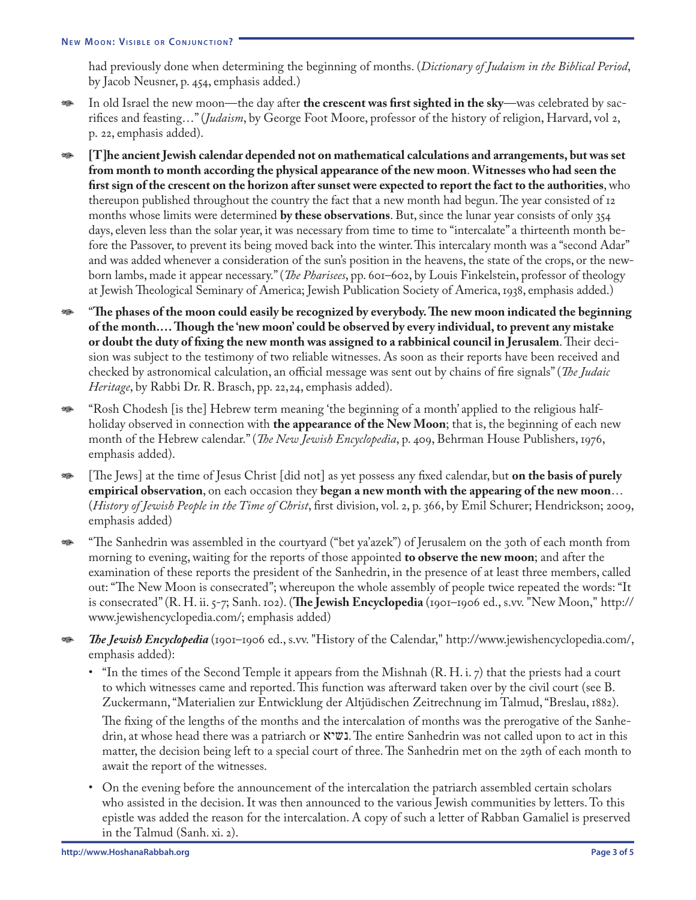had previously done when determining the beginning of months. (*Dictionary of Judaism in the Biblical Period*, by Jacob Neusner, p. 454, emphasis added.)

- In old Israel the new moon—the day after **the crescent was first sighted in the sky**—was celebrated by sacrifices and feasting…" (*Judaism*, by George Foot Moore, professor of the history of religion, Harvard, vol 2, p. 22, emphasis added).

- **[T]he ancient Jewish calendar depended not on mathematical calculations and arrangements, but was set from month to month according the physical appearance of the new moon**. **Witnesses who had seen the first sign of the crescent on the horizon after sunset were expected to report the fact to the authorities**, who thereupon published throughout the country the fact that a new month had begun. The year consisted of 12 months whose limits were determined **by these observations**. But, since the lunar year consists of only 354 days, eleven less than the solar year, it was necessary from time to time to "intercalate" a thirteenth month before the Passover, to prevent its being moved back into the winter. This intercalary month was a "second Adar" and was added whenever a consideration of the sun's position in the heavens, the state of the crops, or the newborn lambs, made it appear necessary." (*The Pharisees*, pp. 601–602, by Louis Finkelstein, professor of theology at Jewish Theological Seminary of America; Jewish Publication Society of America, 1938, emphasis added.)

- "**The phases of the moon could easily be recognized by everybody. The new moon indicated the beginning of the month…. Though the 'new moon' could be observed by every individual, to prevent any mistake or doubt the duty of fixing the new month was assigned to a rabbinical council in Jerusalem**. Their decision was subject to the testimony of two reliable witnesses. As soon as their reports have been received and checked by astronomical calculation, an official message was sent out by chains of fire signals" (*The Judaic Heritage*, by Rabbi Dr. R. Brasch, pp. 22,24, emphasis added).

- "Rosh Chodesh [is the] Hebrew term meaning 'the beginning of a month' applied to the religious half-holiday observed in connection with **the appearance of the New Moon**; that is, the beginning of each new month of the Hebrew calendar." (*The New Jewish Encyclopedia*, p. 409, Behrman House Publishers, 1976, emphasis added).

- [The Jews] at the time of Jesus Christ [did not] as yet possess any fixed calendar, but **on the basis of purely empirical observation**, on each occasion they **began a new month with the appearing of the new moon**… (*History of Jewish People in the Time of Christ*, first division, vol. 2, p. 366, by Emil Schurer; Hendrickson; 2009, emphasis added)

- "The Sanhedrin was assembled in the courtyard ("bet ya'azek") of Jerusalem on the 30th of each month from morning to evening, waiting for the reports of those appointed **to observe the new moon**; and after the examination of these reports the president of the Sanhedrin, in the presence of at least three members, called out: "The New Moon is consecrated"; whereupon the whole assembly of people twice repeated the words: "It is consecrated" (R. H. ii. 5-7; Sanh. 102). (**The Jewish Encyclopedia** (1901–1906 ed., s.vv. "New Moon," http://www.jewishencyclopedia.com/; emphasis added)

- ***The Jewish Encyclopedia*** (1901–1906 ed., s.vv. "History of the Calendar," http://www.jewishencyclopedia.com/, emphasis added):
  - "In the times of the Second Temple it appears from the Mishnah (R. H. i. 7) that the priests had a court to which witnesses came and reported. This function was afterward taken over by the civil court (see B. Zuckermann, "Materialien zur Entwicklung der Altjüdischen Zeitrechnung im Talmud, "Breslau, 1882).

    The fixing of the lengths of the months and the intercalation of months was the prerogative of the Sanhedrin, at whose head there was a patriarch or נשיא. The entire Sanhedrin was not called upon to act in this matter, the decision being left to a special court of three. The Sanhedrin met on the 29th of each month to await the report of the witnesses.
  - On the evening before the announcement of the intercalation the patriarch assembled certain scholars who assisted in the decision. It was then announced to the various Jewish communities by letters. To this epistle was added the reason for the intercalation. A copy of such a letter of Rabban Gamaliel is preserved in the Talmud (Sanh. xi. 2).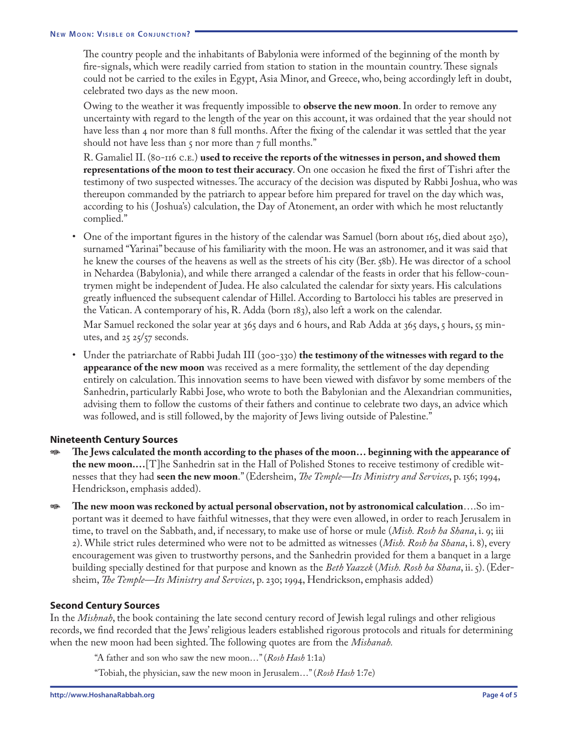The country people and the inhabitants of Babylonia were informed of the beginning of the month by fire-signals, which were readily carried from station to station in the mountain country. These signals could not be carried to the exiles in Egypt, Asia Minor, and Greece, who, being accordingly left in doubt, celebrated two days as the new moon.

Owing to the weather it was frequently impossible to **observe the new moon**. In order to remove any uncertainty with regard to the length of the year on this account, it was ordained that the year should not have less than 4 nor more than 8 full months. After the fixing of the calendar it was settled that the year should not have less than 5 nor more than 7 full months."

R. Gamaliel II. (80-116 C.E.) **used to receive the reports of the witnesses in person, and showed them representations of the moon to test their accuracy**. On one occasion he fixed the first of Tishri after the testimony of two suspected witnesses. The accuracy of the decision was disputed by Rabbi Joshua, who was thereupon commanded by the patriarch to appear before him prepared for travel on the day which was, according to his (Joshua's) calculation, the Day of Atonement, an order with which he most reluctantly complied."

- One of the important figures in the history of the calendar was Samuel (born about 165, died about 250), surnamed "Yarinai" because of his familiarity with the moon. He was an astronomer, and it was said that he knew the courses of the heavens as well as the streets of his city (Ber. 58b). He was director of a school in Nehardea (Babylonia), and while there arranged a calendar of the feasts in order that his fellow-countrymen might be independent of Judea. He also calculated the calendar for sixty years. His calculations greatly influenced the subsequent calendar of Hillel. According to Bartolocci his tables are preserved in the Vatican. A contemporary of his, R. Adda (born 183), also left a work on the calendar.

  Mar Samuel reckoned the solar year at 365 days and 6 hours, and Rab Adda at 365 days, 5 hours, 55 minutes, and 25 25/57 seconds.

- Under the patriarchate of Rabbi Judah III (300-330) **the testimony of the witnesses with regard to the appearance of the new moon** was received as a mere formality, the settlement of the day depending entirely on calculation. This innovation seems to have been viewed with disfavor by some members of the Sanhedrin, particularly Rabbi Jose, who wrote to both the Babylonian and the Alexandrian communities, advising them to follow the customs of their fathers and continue to celebrate two days, an advice which was followed, and is still followed, by the majority of Jews living outside of Palestine."

### Nineteenth Century Sources

- **The Jews calculated the month according to the phases of the moon… beginning with the appearance of the new moon.…**[T]he Sanhedrin sat in the Hall of Polished Stones to receive testimony of credible witnesses that they had **seen the new moon**." (Edersheim, *The Temple—Its Ministry and Services*, p. 156; 1994, Hendrickson, emphasis added).

- **The new moon was reckoned by actual personal observation, not by astronomical calculation**….So important was it deemed to have faithful witnesses, that they were even allowed, in order to reach Jerusalem in time, to travel on the Sabbath, and, if necessary, to make use of horse or mule (*Mish. Rosh ha Shana*, i. 9; iii 2). While strict rules determined who were not to be admitted as witnesses (*Mish. Rosh ha Shana*, i. 8), every encouragement was given to trustworthy persons, and the Sanhedrin provided for them a banquet in a large building specially destined for that purpose and known as the *Beth Yaazek* (*Mish. Rosh ha Shana*, ii. 5). (Edersheim, *The Temple—Its Ministry and Services*, p. 230; 1994, Hendrickson, emphasis added)

### Second Century Sources

In the *Mishnah*, the book containing the late second century record of Jewish legal rulings and other religious records, we find recorded that the Jews' religious leaders established rigorous protocols and rituals for determining when the new moon had been sighted. The following quotes are from the *Mishanah.*

> "A father and son who saw the new moon…" (*Rosh Hash* 1:1a)
>
> "Tobiah, the physician, saw the new moon in Jerusalem…" (*Rosh Hash* 1:7e)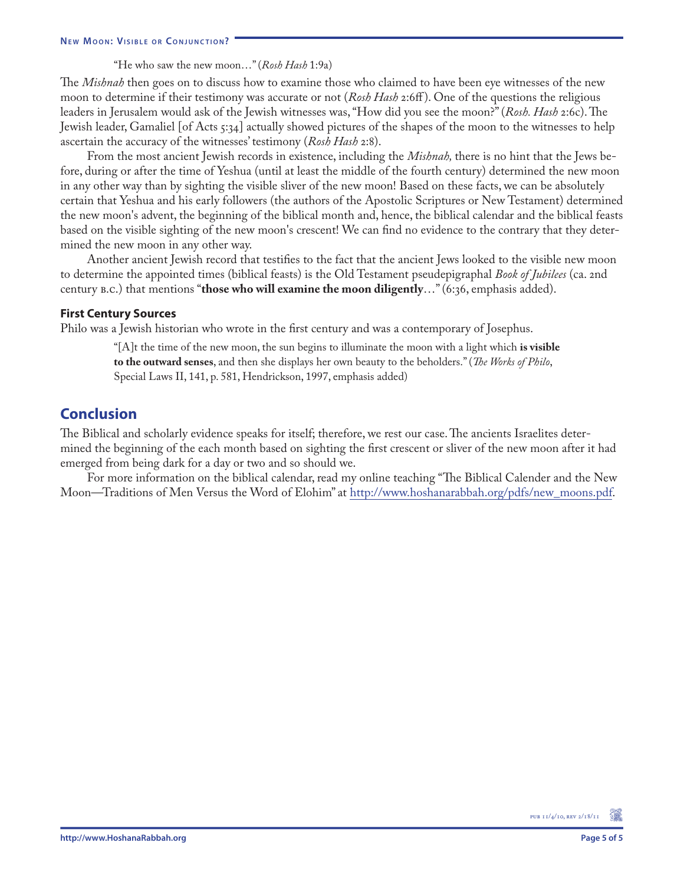"He who saw the new moon…" (*Rosh Hash* 1:9a)

The *Mishnah* then goes on to discuss how to examine those who claimed to have been eye witnesses of the new moon to determine if their testimony was accurate or not (*Rosh Hash* 2:6ff). One of the questions the religious leaders in Jerusalem would ask of the Jewish witnesses was, "How did you see the moon?" (*Rosh. Hash* 2:6c). The Jewish leader, Gamaliel [of Acts 5:34] actually showed pictures of the shapes of the moon to the witnesses to help ascertain the accuracy of the witnesses' testimony (*Rosh Hash* 2:8).

From the most ancient Jewish records in existence, including the *Mishnah,* there is no hint that the Jews before, during or after the time of Yeshua (until at least the middle of the fourth century) determined the new moon in any other way than by sighting the visible sliver of the new moon! Based on these facts, we can be absolutely certain that Yeshua and his early followers (the authors of the Apostolic Scriptures or New Testament) determined the new moon's advent, the beginning of the biblical month and, hence, the biblical calendar and the biblical feasts based on the visible sighting of the new moon's crescent! We can find no evidence to the contrary that they determined the new moon in any other way.

Another ancient Jewish record that testifies to the fact that the ancient Jews looked to the visible new moon to determine the appointed times (biblical feasts) is the Old Testament pseudepigraphal *Book of Jubilees* (ca. 2nd century B.C.) that mentions "**those who will examine the moon diligently**…" (6:36, emphasis added).

### First Century Sources

Philo was a Jewish historian who wrote in the first century and was a contemporary of Josephus.

> "[A]t the time of the new moon, the sun begins to illuminate the moon with a light which **is visible to the outward senses**, and then she displays her own beauty to the beholders." (*The Works of Philo*, Special Laws II, 141, p. 581, Hendrickson, 1997, emphasis added)

## Conclusion

The Biblical and scholarly evidence speaks for itself; therefore, we rest our case. The ancients Israelites determined the beginning of the each month based on sighting the first crescent or sliver of the new moon after it had emerged from being dark for a day or two and so should we.

For more information on the biblical calendar, read my online teaching "The Biblical Calender and the New Moon—Traditions of Men Versus the Word of Elohim" at http://www.hoshanarabbah.org/pdfs/new_moons.pdf.

pub 11/4/10, rev 2/18/11